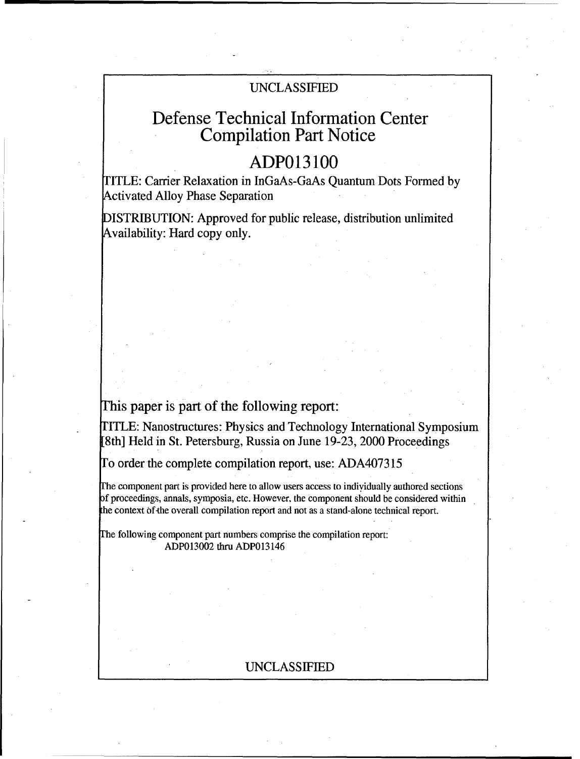UNCLASSIFIED

# Defense Technical Information Center Compilation Part Notice

## ADP013100

TITLE: Carrier Relaxation in InGaAs-GaAs Quantum Dots Formed by Activated Alloy Phase Separation

DISTRIBUTION: Approved for public release, distribution unlimited
Availability: Hard copy only.

This paper is part of the following report:

TITLE: Nanostructures: Physics and Technology International Symposium [8th] Held in St. Petersburg, Russia on June 19-23, 2000 Proceedings

To order the complete compilation report, use: ADA407315

The component part is provided here to allow users access to individually authored sections of proceedings, annals, symposia, etc. However, the component should be considered within the context of the overall compilation report and not as a stand-alone technical report.

The following component part numbers comprise the compilation report:
ADP013002 thru ADP013146

UNCLASSIFIED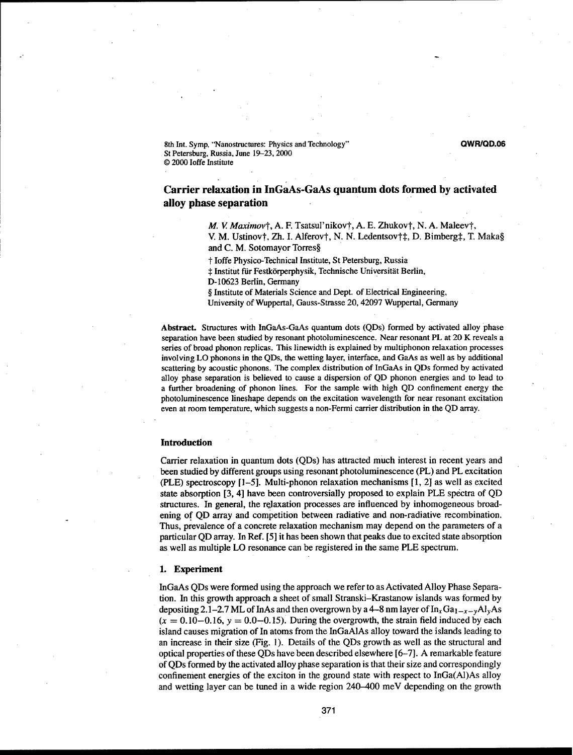8th Int. Symp. "Nanostructures: Physics and Technology"
St Petersburg, Russia, June 19–23, 2000
© 2000 Ioffe Institute

**QWR/QD.06**

# Carrier relaxation in InGaAs-GaAs quantum dots formed by activated alloy phase separation

*M. V. Maximov*†, A. F. Tsatsul'nikov†, A. E. Zhukov†, N. A. Maleev†, V. M. Ustinov†, Zh. I. Alferov†, N. N. Ledentsov†‡, D. Bimberg‡, T. Maka§ and C. M. Sotomayor Torres§

† Ioffe Physico-Technical Institute, St Petersburg, Russia
‡ Institut für Festkörperphysik, Technische Universität Berlin, D-10623 Berlin, Germany
§ Institute of Materials Science and Dept. of Electrical Engineering, University of Wuppertal, Gauss-Strasse 20, 42097 Wuppertal, Germany

**Abstract.** Structures with InGaAs-GaAs quantum dots (QDs) formed by activated alloy phase separation have been studied by resonant photoluminescence. Near resonant PL at 20 K reveals a series of broad phonon replicas. This linewidth is explained by multiphonon relaxation processes involving LO phonons in the QDs, the wetting layer, interface, and GaAs as well as by additional scattering by acoustic phonons. The complex distribution of InGaAs in QDs formed by activated alloy phase separation is believed to cause a dispersion of QD phonon energies and to lead to a further broadening of phonon lines. For the sample with high QD confinement energy the photoluminescence lineshape depends on the excitation wavelength for near resonant excitation even at room temperature, which suggests a non-Fermi carrier distribution in the QD array.

## Introduction

Carrier relaxation in quantum dots (QDs) has attracted much interest in recent years and been studied by different groups using resonant photoluminescence (PL) and PL excitation (PLE) spectroscopy [1–5]. Multi-phonon relaxation mechanisms [1, 2] as well as excited state absorption [3, 4] have been controversially proposed to explain PLE spectra of QD structures. In general, the relaxation processes are influenced by inhomogeneous broadening of QD array and competition between radiative and non-radiative recombination. Thus, prevalence of a concrete relaxation mechanism may depend on the parameters of a particular QD array. In Ref. [5] it has been shown that peaks due to excited state absorption as well as multiple LO resonance can be registered in the same PLE spectrum.

## 1. Experiment

InGaAs QDs were formed using the approach we refer to as Activated Alloy Phase Separation. In this growth approach a sheet of small Stranski–Krastanow islands was formed by depositing 2.1–2.7 ML of InAs and then overgrown by a 4–8 nm layer of $In_xGa_{1-x-y}Al_yAs$ ($x = 0.10-0.16$, $y = 0.0-0.15$). During the overgrowth, the strain field induced by each island causes migration of In atoms from the InGaAlAs alloy toward the islands leading to an increase in their size (Fig. 1). Details of the QDs growth as well as the structural and optical properties of these QDs have been described elsewhere [6–7]. A remarkable feature of QDs formed by the activated alloy phase separation is that their size and correspondingly confinement energies of the exciton in the ground state with respect to InGa(Al)As alloy and wetting layer can be tuned in a wide region 240–400 meV depending on the growth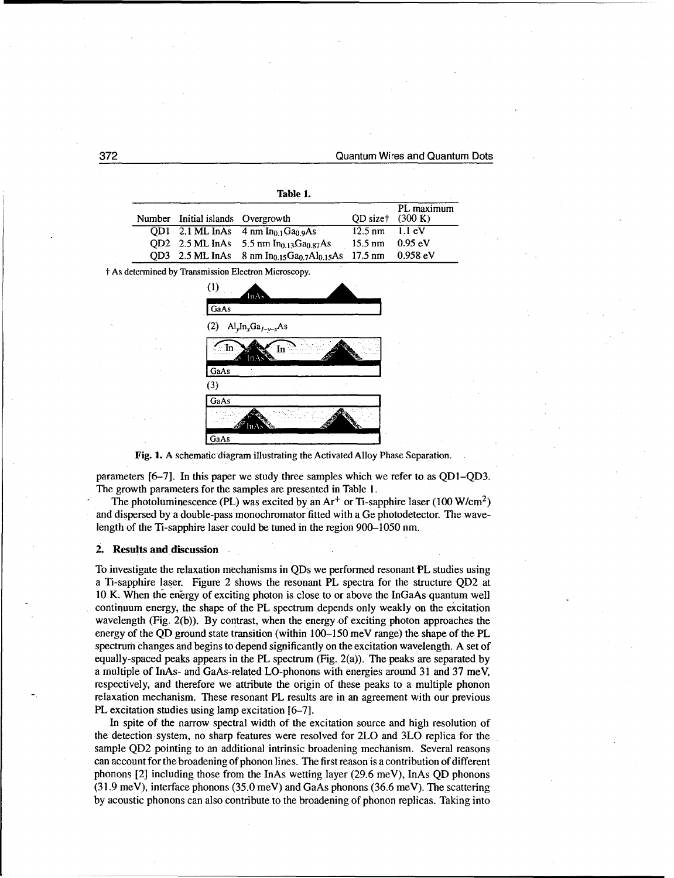**Table 1.**

| Number | Initial islands | Overgrowth | QD size† | PL maximum (300 K) |
|---|---|---|---|---|
| QD1 | 2.1 ML InAs | 4 nm $In_{0.1}Ga_{0.9}As$ | 12.5 nm | 1.1 eV |
| QD2 | 2.5 ML InAs | 5.5 nm $In_{0.13}Ga_{0.87}As$ | 15.5 nm | 0.95 eV |
| QD3 | 2.5 ML InAs | 8 nm $In_{0.15}Ga_{0.7}Al_{0.15}As$ | 17.5 nm | 0.958 eV |

† As determined by Transmission Electron Microscopy.

**Fig. 1.** A schematic diagram illustrating the Activated Alloy Phase Separation.

parameters [6–7]. In this paper we study three samples which we refer to as QD1–QD3. The growth parameters for the samples are presented in Table 1.

The photoluminescence (PL) was excited by an $Ar^+$ or Ti-sapphire laser (100 $W/cm^2$) and dispersed by a double-pass monochromator fitted with a Ge photodetector. The wavelength of the Ti-sapphire laser could be tuned in the region 900–1050 nm.

## 2. Results and discussion

To investigate the relaxation mechanisms in QDs we performed resonant PL studies using a Ti-sapphire laser. Figure 2 shows the resonant PL spectra for the structure QD2 at 10 K. When the energy of exciting photon is close to or above the InGaAs quantum well continuum energy, the shape of the PL spectrum depends only weakly on the excitation wavelength (Fig. 2(b)). By contrast, when the energy of exciting photon approaches the energy of the QD ground state transition (within 100–150 meV range) the shape of the PL spectrum changes and begins to depend significantly on the excitation wavelength. A set of equally-spaced peaks appears in the PL spectrum (Fig. 2(a)). The peaks are separated by a multiple of InAs- and GaAs-related LO-phonons with energies around 31 and 37 meV, respectively, and therefore we attribute the origin of these peaks to a multiple phonon relaxation mechanism. These resonant PL results are in an agreement with our previous PL excitation studies using lamp excitation [6–7].

In spite of the narrow spectral width of the excitation source and high resolution of the detection system, no sharp features were resolved for 2LO and 3LO replica for the sample QD2 pointing to an additional intrinsic broadening mechanism. Several reasons can account for the broadening of phonon lines. The first reason is a contribution of different phonons [2] including those from the InAs wetting layer (29.6 meV), InAs QD phonons (31.9 meV), interface phonons (35.0 meV) and GaAs phonons (36.6 meV). The scattering by acoustic phonons can also contribute to the broadening of phonon replicas. Taking into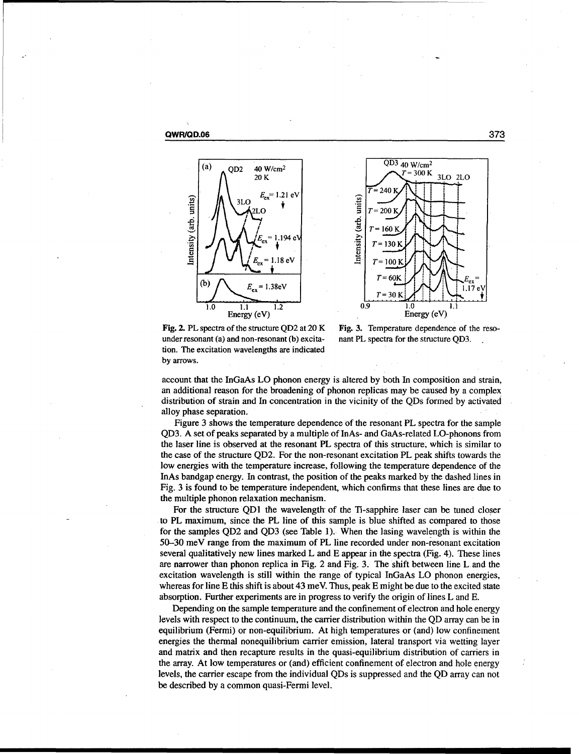Fig. 2. PL spectra of the structure QD2 at 20 K under resonant (a) and non-resonant (b) excitation. The excitation wavelengths are indicated by arrows.

Fig. 3. Temperature dependence of the resonant PL spectra for the structure QD3.

account that the InGaAs LO phonon energy is altered by both In composition and strain, an additional reason for the broadening of phonon replicas may be caused by a complex distribution of strain and In concentration in the vicinity of the QDs formed by activated alloy phase separation.

Figure 3 shows the temperature dependence of the resonant PL spectra for the sample QD3. A set of peaks separated by a multiple of InAs- and GaAs-related LO-phonons from the laser line is observed at the resonant PL spectra of this structure, which is similar to the case of the structure QD2. For the non-resonant excitation PL peak shifts towards the low energies with the temperature increase, following the temperature dependence of the InAs bandgap energy. In contrast, the position of the peaks marked by the dashed lines in Fig. 3 is found to be temperature independent, which confirms that these lines are due to the multiple phonon relaxation mechanism.

For the structure QD1 the wavelength of the Ti-sapphire laser can be tuned closer to PL maximum, since the PL line of this sample is blue shifted as compared to those for the samples QD2 and QD3 (see Table 1). When the lasing wavelength is within the 50–30 meV range from the maximum of PL line recorded under non-resonant excitation several qualitatively new lines marked L and E appear in the spectra (Fig. 4). These lines are narrower than phonon replica in Fig. 2 and Fig. 3. The shift between line L and the excitation wavelength is still within the range of typical InGaAs LO phonon energies, whereas for line E this shift is about 43 meV. Thus, peak E might be due to the excited state absorption. Further experiments are in progress to verify the origin of lines L and E.

Depending on the sample temperature and the confinement of electron and hole energy levels with respect to the continuum, the carrier distribution within the QD array can be in equilibrium (Fermi) or non-equilibrium. At high temperatures or (and) low confinement energies the thermal nonequilibrium carrier emission, lateral transport via wetting layer and matrix and then recapture results in the quasi-equilibrium distribution of carriers in the array. At low temperatures or (and) efficient confinement of electron and hole energy levels, the carrier escape from the individual QDs is suppressed and the QD array can not be described by a common quasi-Fermi level.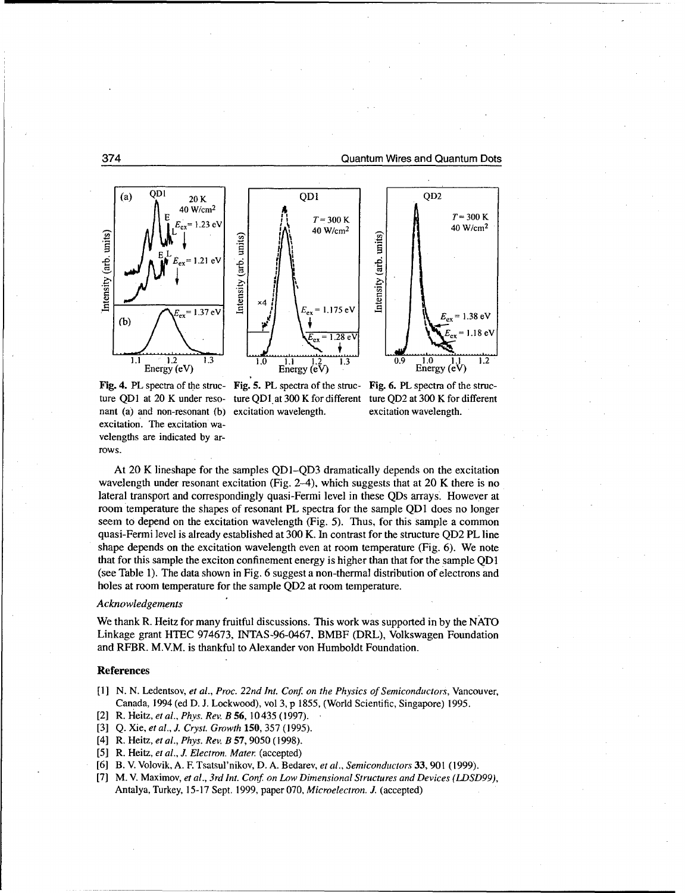(a) QD1 20 K 40 W/cm$^2$

E L $E_{ex}$ = 1.23 eV

E L $E_{ex}$ = 1.21 eV

(b) $E_{ex}$ = 1.37 eV

Intensity (arb. units)

1.1 1.2 1.3

Energy (eV)

Fig. 4. PL spectra of the structure QD1 at 20 K under resonant (a) and non-resonant (b) excitation. The excitation wavelengths are indicated by arrows.

QD1

$T$ = 300 K

40 W/cm$^2$

×4

$E_{ex}$ = 1.175 eV

$E_{ex}$ = 1.28 eV

Intensity (arb. units)

1.0 1.1 1.2 1.3

Energy (eV)

Fig. 5. PL spectra of the structure QD1 at 300 K for different excitation wavelength.

QD2

$T$ = 300 K

40 W/cm$^2$

$E_{ex}$ = 1.38 eV

$E_{ex}$ = 1.18 eV

Intensity (arb. units)

0.9 1.0 1.1 1.2

Energy (eV)

Fig. 6. PL spectra of the structure QD2 at 300 K for different excitation wavelength.

At 20 K lineshape for the samples QD1–QD3 dramatically depends on the excitation wavelength under resonant excitation (Fig. 2–4), which suggests that at 20 K there is no lateral transport and correspondingly quasi-Fermi level in these QDs arrays. However at room temperature the shapes of resonant PL spectra for the sample QD1 does no longer seem to depend on the excitation wavelength (Fig. 5). Thus, for this sample a common quasi-Fermi level is already established at 300 K. In contrast for the structure QD2 PL line shape depends on the excitation wavelength even at room temperature (Fig. 6). We note that for this sample the exciton confinement energy is higher than that for the sample QD1 (see Table 1). The data shown in Fig. 6 suggest a non-thermal distribution of electrons and holes at room temperature for the sample QD2 at room temperature.

*Acknowledgements*

We thank R. Heitz for many fruitful discussions. This work was supported in by the NATO Linkage grant HTEC 974673, INTAS-96-0467, BMBF (DRL), Volkswagen Foundation and RFBR. M.V.M. is thankful to Alexander von Humboldt Foundation.

## References

[1] N. N. Ledentsov, *et al.*, *Proc. 22nd Int. Conf. on the Physics of Semiconductors*, Vancouver, Canada, 1994 (ed D. J. Lockwood), vol 3, p 1855, (World Scientific, Singapore) 1995.

[2] R. Heitz, *et al.*, *Phys. Rev. B* **56**, 10435 (1997).

[3] Q. Xie, *et al.*, *J. Cryst. Growth* **150**, 357 (1995).

[4] R. Heitz, *et al.*, *Phys. Rev. B* **57**, 9050 (1998).

[5] R. Heitz, *et al.*, *J. Electron. Mater.* (accepted)

[6] B. V. Volovik, A. F. Tsatsul'nikov, D. A. Bedarev, *et al.*, *Semiconductors* **33**, 901 (1999).

[7] M. V. Maximov, *et al.*, *3rd Int. Conf. on Low Dimensional Structures and Devices (LDSD99)*, Antalya, Turkey, 15-17 Sept. 1999, paper 070, *Microelectron. J.* (accepted)